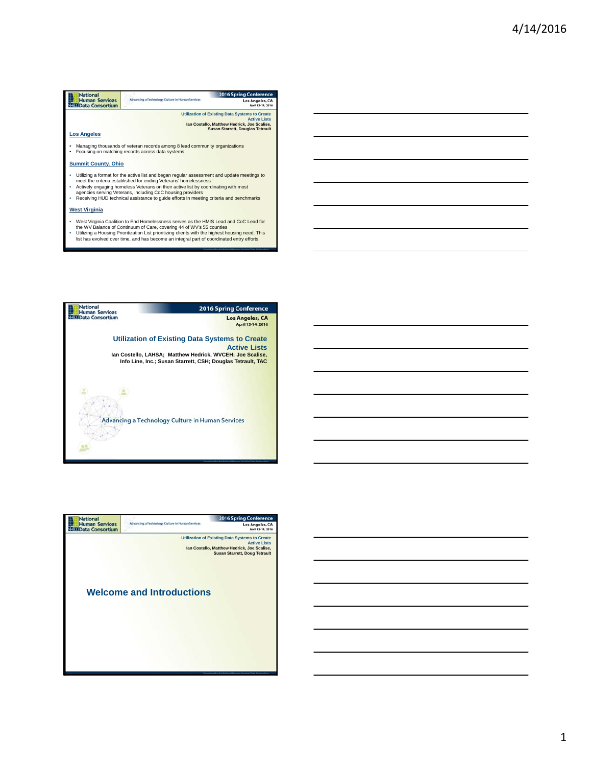## Slide 1

Utilization of Existing Data Systems to Create Active Lists
Ian Costello, Matthew Hedrick, Joe Scalise, Susan Starrett, Douglas Tetrault

### Los Angeles

- Managing thousands of veteran records among 8 lead community organizations
- Focusing on matching records across data systems

### Summit County, Ohio

- Utilizing a format for the active list and began regular assessment and update meetings to meet the criteria established for ending Veterans' homelessness
- Actively engaging homeless Veterans on their active list by coordinating with most agencies serving Veterans, including CoC housing providers
- Receiving HUD technical assistance to guide efforts in meeting criteria and benchmarks

### West Virginia

- West Virginia Coalition to End Homelessness serves as the HMIS Lead and CoC Lead for the WV Balance of Continuum of Care, covering 44 of WV's 55 counties
- Utilizing a Housing Prioritization List prioritizing clients with the highest housing need. This list has evolved over time, and has become an integral part of coordinated entry efforts

## Slide 2

National Human Services Data Consortium
2016 Spring Conference
Los Angeles, CA
April 13-14, 2016

# Utilization of Existing Data Systems to Create Active Lists

Ian Costello, LAHSA; Matthew Hedrick, WVCEH; Joe Scalise, Info Line, Inc.; Susan Starrett, CSH; Douglas Tetrault, TAC

Advancing a Technology Culture in Human Services

## Slide 3

Utilization of Existing Data Systems to Create Active Lists
Ian Costello, Matthew Hedrick, Joe Scalise, Susan Starrett, Doug Tetrault

## Welcome and Introductions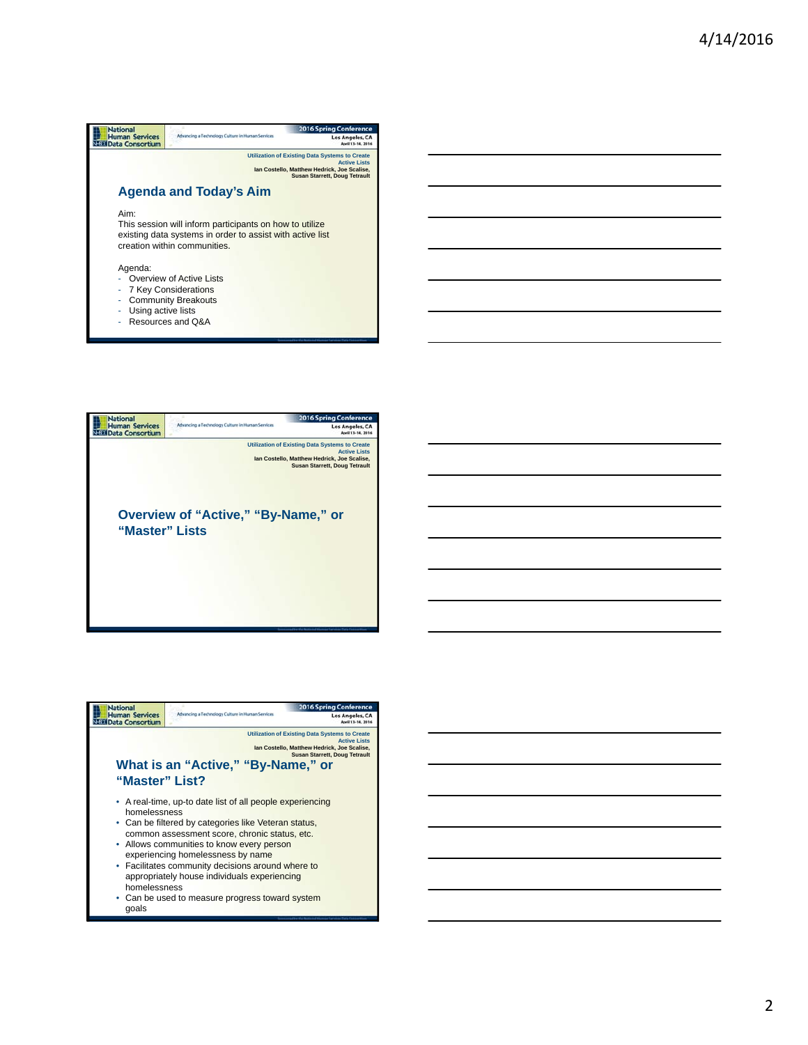## Agenda and Today's Aim

Aim:
This session will inform participants on how to utilize existing data systems in order to assist with active list creation within communities.

Agenda:
- Overview of Active Lists
- 7 Key Considerations
- Community Breakouts
- Using active lists
- Resources and Q&A

## Overview of "Active," "By-Name," or "Master" Lists

## What is an "Active," "By-Name," or "Master" List?

- A real-time, up-to date list of all people experiencing homelessness
- Can be filtered by categories like Veteran status, common assessment score, chronic status, etc.
- Allows communities to know every person experiencing homelessness by name
- Facilitates community decisions around where to appropriately house individuals experiencing homelessness
- Can be used to measure progress toward system goals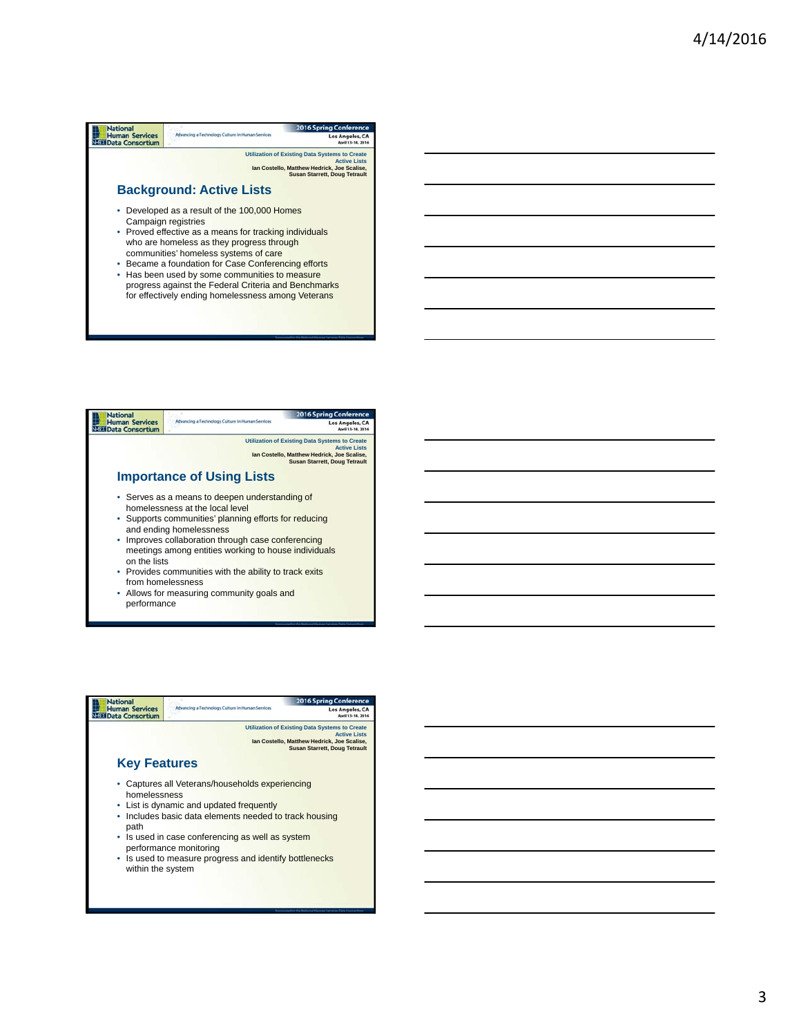## Background: Active Lists

- Developed as a result of the 100,000 Homes Campaign registries
- Proved effective as a means for tracking individuals who are homeless as they progress through communities' homeless systems of care
- Became a foundation for Case Conferencing efforts
- Has been used by some communities to measure progress against the Federal Criteria and Benchmarks for effectively ending homelessness among Veterans

## Importance of Using Lists

- Serves as a means to deepen understanding of homelessness at the local level
- Supports communities' planning efforts for reducing and ending homelessness
- Improves collaboration through case conferencing meetings among entities working to house individuals on the lists
- Provides communities with the ability to track exits from homelessness
- Allows for measuring community goals and performance

## Key Features

- Captures all Veterans/households experiencing homelessness
- List is dynamic and updated frequently
- Includes basic data elements needed to track housing path
- Is used in case conferencing as well as system performance monitoring
- Is used to measure progress and identify bottlenecks within the system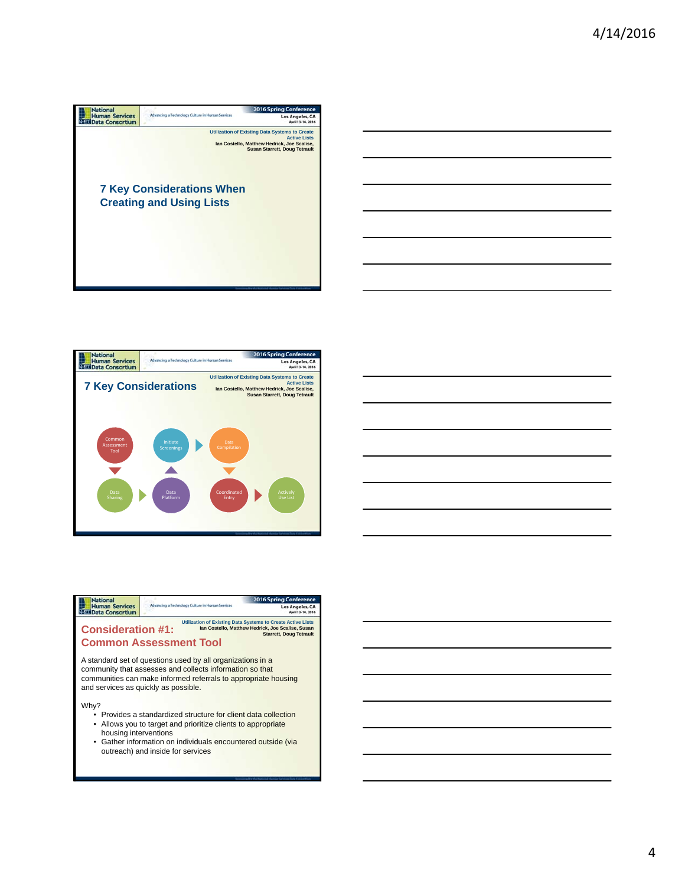## 7 Key Considerations When Creating and Using Lists

Utilization of Existing Data Systems to Create Active Lists
Ian Costello, Matthew Hedrick, Joe Scalise, Susan Starrett, Doug Tetrault

## 7 Key Considerations

Utilization of Existing Data Systems to Create Active Lists
Ian Costello, Matthew Hedrick, Joe Scalise, Susan Starrett, Doug Tetrault

- Common Assessment Tool
- Data Sharing
- Data Platform
- Initiate Screenings
- Data Compilation
- Coordinated Entry
- Actively Use List

## Consideration #1: Common Assessment Tool

Utilization of Existing Data Systems to Create Active Lists
Ian Costello, Matthew Hedrick, Joe Scalise, Susan Starrett, Doug Tetrault

A standard set of questions used by all organizations in a community that assesses and collects information so that communities can make informed referrals to appropriate housing and services as quickly as possible.

Why?

- Provides a standardized structure for client data collection
- Allows you to target and prioritize clients to appropriate housing interventions
- Gather information on individuals encountered outside (via outreach) and inside for services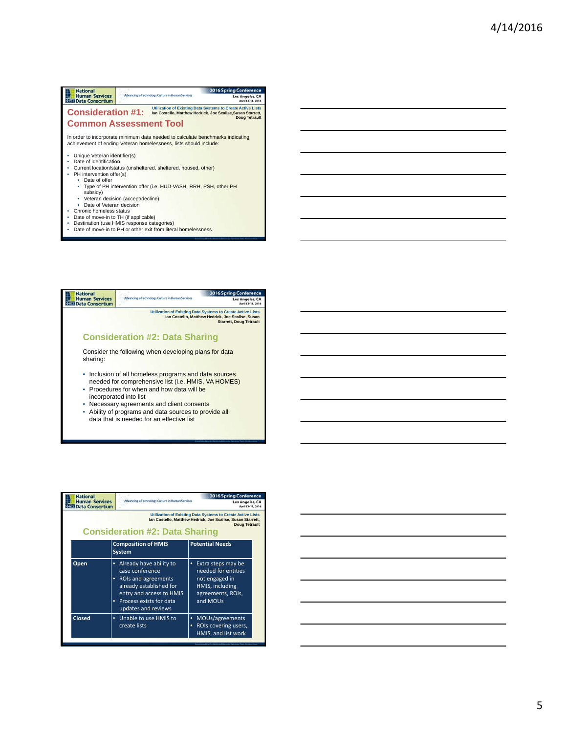## Consideration #1: Common Assessment Tool

Utilization of Existing Data Systems to Create Active Lists
Ian Costello, Matthew Hedrick, Joe Scalise,Susan Starrett, Doug Tetrault

In order to incorporate minimum data needed to calculate benchmarks indicating achievement of ending Veteran homelessness, lists should include:

- Unique Veteran identifier(s)
- Date of identification
- Current location/status (unsheltered, sheltered, housed, other)
- PH intervention offer(s)
  - Date of offer
  - Type of PH intervention offer (i.e. HUD-VASH, RRH, PSH, other PH subsidy)
  - Veteran decision (accept/decline)
  - Date of Veteran decision
- Chronic homeless status
- Date of move-in to TH (if applicable)
- Destination (use HMIS response categories)
- Date of move-in to PH or other exit from literal homelessness

## Consideration #2: Data Sharing

Utilization of Existing Data Systems to Create Active Lists
Ian Costello, Matthew Hedrick, Joe Scalise, Susan Starrett, Doug Tetrault

Consider the following when developing plans for data sharing:

- Inclusion of all homeless programs and data sources needed for comprehensive list (i.e. HMIS, VA HOMES)
- Procedures for when and how data will be incorporated into list
- Necessary agreements and client consents
- Ability of programs and data sources to provide all data that is needed for an effective list

## Consideration #2: Data Sharing

Utilization of Existing Data Systems to Create Active Lists
Ian Costello, Matthew Hedrick, Joe Scalise, Susan Starrett, Doug Tetrault

| | Composition of HMIS System | Potential Needs |
|---|---|---|
| Open | • Already have ability to case conference<br>• ROIs and agreements already established for entry and access to HMIS<br>• Process exists for data updates and reviews | • Extra steps may be needed for entities not engaged in HMIS, including agreements, ROIs, and MOUs |
| Closed | • Unable to use HMIS to create lists | • MOUs/agreements<br>• ROIs covering users, HMIS, and list work |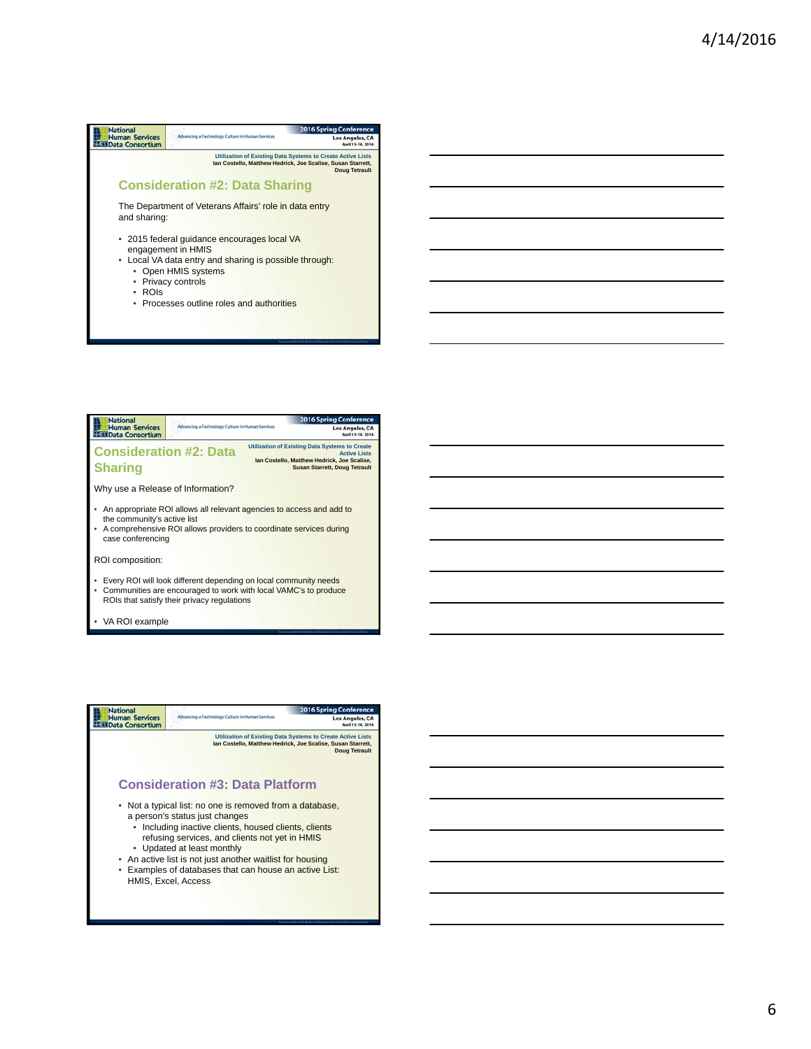Utilization of Existing Data Systems to Create Active Lists
Ian Costello, Matthew Hedrick, Joe Scalise, Susan Starrett, Doug Tetrault

## Consideration #2: Data Sharing

The Department of Veterans Affairs' role in data entry and sharing:

- 2015 federal guidance encourages local VA engagement in HMIS
- Local VA data entry and sharing is possible through:
  - Open HMIS systems
  - Privacy controls
  - ROIs
  - Processes outline roles and authorities

## Consideration #2: Data Sharing

Utilization of Existing Data Systems to Create Active Lists
Ian Costello, Matthew Hedrick, Joe Scalise, Susan Starrett, Doug Tetrault

Why use a Release of Information?

- An appropriate ROI allows all relevant agencies to access and add to the community's active list
- A comprehensive ROI allows providers to coordinate services during case conferencing

ROI composition:

- Every ROI will look different depending on local community needs
- Communities are encouraged to work with local VAMC's to produce ROIs that satisfy their privacy regulations

- VA ROI example

Utilization of Existing Data Systems to Create Active Lists
Ian Costello, Matthew Hedrick, Joe Scalise, Susan Starrett, Doug Tetrault

## Consideration #3: Data Platform

- Not a typical list: no one is removed from a database, a person's status just changes
  - Including inactive clients, housed clients, clients refusing services, and clients not yet in HMIS
  - Updated at least monthly
- An active list is not just another waitlist for housing
- Examples of databases that can house an active List: HMIS, Excel, Access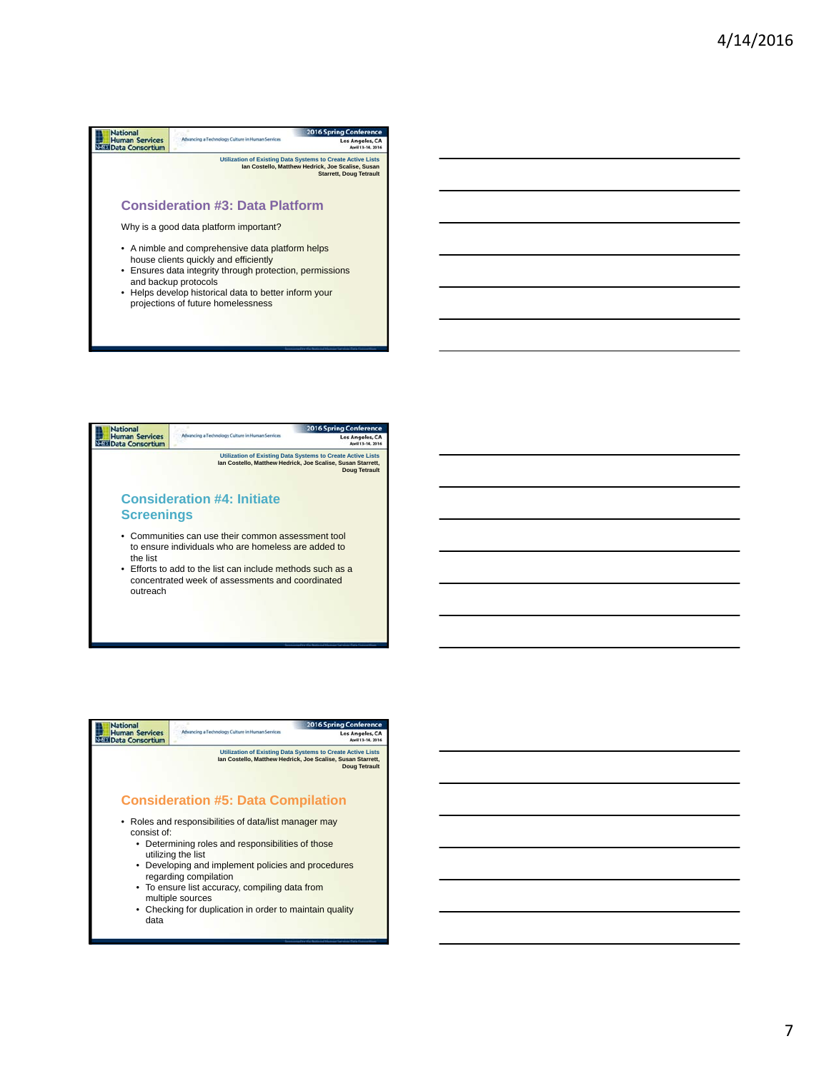National Human Services Data Consortium — Advancing a Technology Culture in Human Services — 2016 Spring Conference, Los Angeles, CA, April 13-14, 2016

Utilization of Existing Data Systems to Create Active Lists
Ian Costello, Matthew Hedrick, Joe Scalise, Susan Starrett, Doug Tetrault

## Consideration #3: Data Platform

Why is a good data platform important?

- A nimble and comprehensive data platform helps house clients quickly and efficiently
- Ensures data integrity through protection, permissions and backup protocols
- Helps develop historical data to better inform your projections of future homelessness

---

National Human Services Data Consortium — Advancing a Technology Culture in Human Services — 2016 Spring Conference, Los Angeles, CA, April 13-14, 2016

Utilization of Existing Data Systems to Create Active Lists
Ian Costello, Matthew Hedrick, Joe Scalise, Susan Starrett, Doug Tetrault

## Consideration #4: Initiate Screenings

- Communities can use their common assessment tool to ensure individuals who are homeless are added to the list
- Efforts to add to the list can include methods such as a concentrated week of assessments and coordinated outreach

---

National Human Services Data Consortium — Advancing a Technology Culture in Human Services — 2016 Spring Conference, Los Angeles, CA, April 13-14, 2016

Utilization of Existing Data Systems to Create Active Lists
Ian Costello, Matthew Hedrick, Joe Scalise, Susan Starrett, Doug Tetrault

## Consideration #5: Data Compilation

- Roles and responsibilities of data/list manager may consist of:
  - Determining roles and responsibilities of those utilizing the list
  - Developing and implement policies and procedures regarding compilation
  - To ensure list accuracy, compiling data from multiple sources
  - Checking for duplication in order to maintain quality data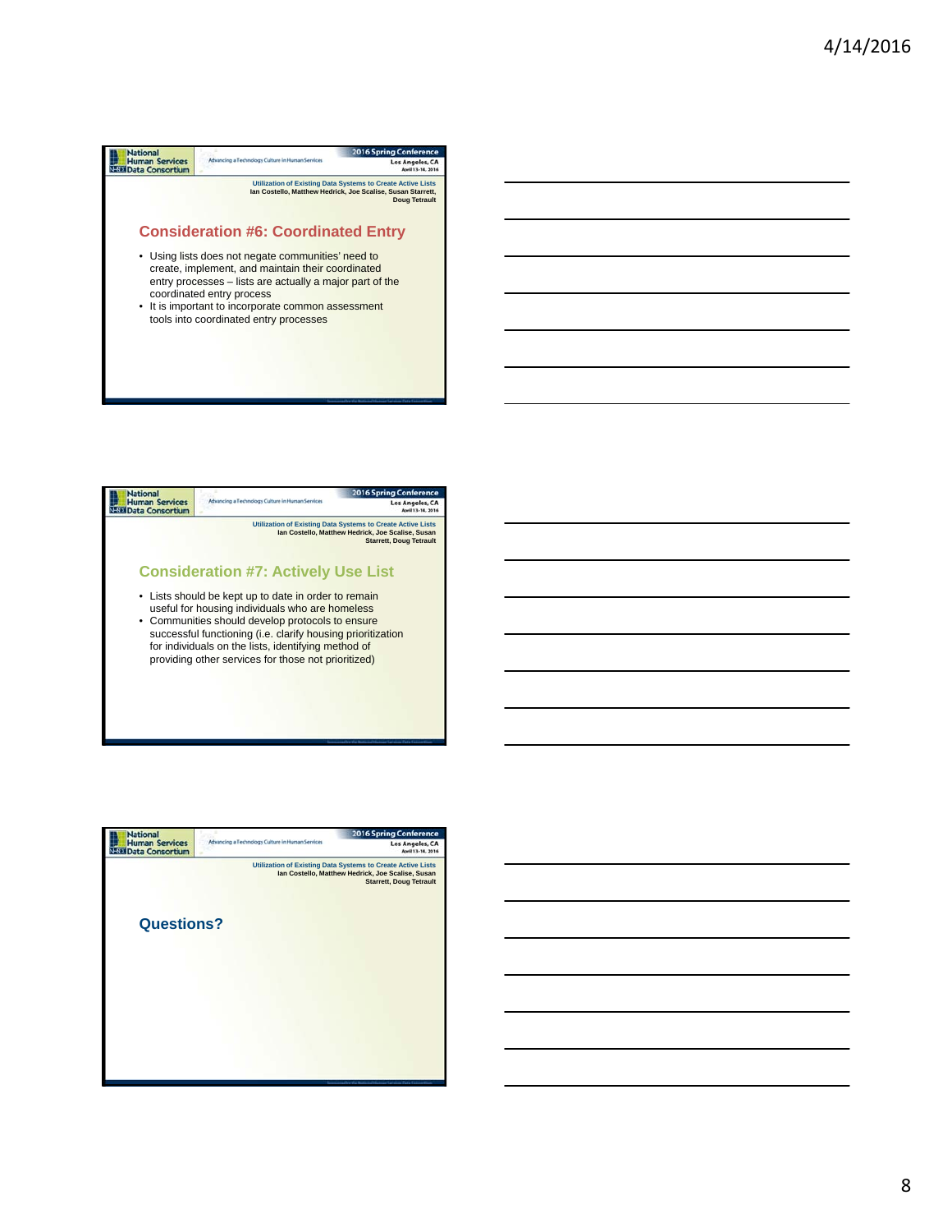National Human Services Data Consortium — Advancing a Technology Culture in Human Services — 2016 Spring Conference, Los Angeles, CA, April 13-14, 2016

Utilization of Existing Data Systems to Create Active Lists
Ian Costello, Matthew Hedrick, Joe Scalise, Susan Starrett, Doug Tetrault

## Consideration #6: Coordinated Entry

- Using lists does not negate communities' need to create, implement, and maintain their coordinated entry processes – lists are actually a major part of the coordinated entry process
- It is important to incorporate common assessment tools into coordinated entry processes

National Human Services Data Consortium — Advancing a Technology Culture in Human Services — 2016 Spring Conference, Los Angeles, CA, April 13-14, 2016

Utilization of Existing Data Systems to Create Active Lists
Ian Costello, Matthew Hedrick, Joe Scalise, Susan Starrett, Doug Tetrault

## Consideration #7: Actively Use List

- Lists should be kept up to date in order to remain useful for housing individuals who are homeless
- Communities should develop protocols to ensure successful functioning (i.e. clarify housing prioritization for individuals on the lists, identifying method of providing other services for those not prioritized)

National Human Services Data Consortium — Advancing a Technology Culture in Human Services — 2016 Spring Conference, Los Angeles, CA, April 13-14, 2016

Utilization of Existing Data Systems to Create Active Lists
Ian Costello, Matthew Hedrick, Joe Scalise, Susan Starrett, Doug Tetrault

## Questions?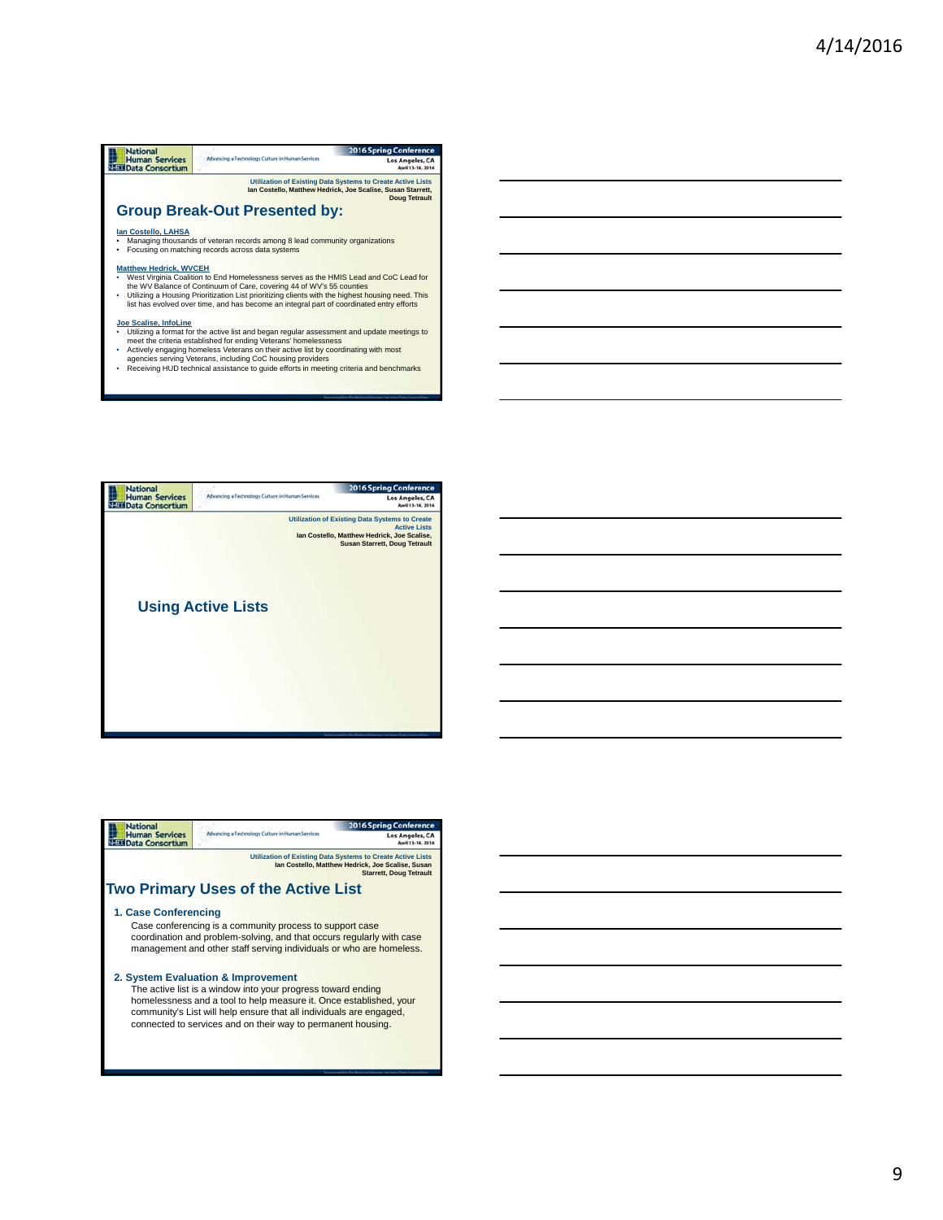Utilization of Existing Data Systems to Create Active Lists
Ian Costello, Matthew Hedrick, Joe Scalise, Susan Starrett, Doug Tetrault

## Group Break-Out Presented by:

**Ian Costello, LAHSA**

- Managing thousands of veteran records among 8 lead community organizations
- Focusing on matching records across data systems

**Matthew Hedrick, WVCEH**

- West Virginia Coalition to End Homelessness serves as the HMIS Lead and CoC Lead for the WV Balance of Continuum of Care, covering 44 of WV's 55 counties
- Utilizing a Housing Prioritization List prioritizing clients with the highest housing need. This list has evolved over time, and has become an integral part of coordinated entry efforts

**Joe Scalise, InfoLine**

- Utilizing a format for the active list and began regular assessment and update meetings to meet the criteria established for ending Veterans' homelessness
- Actively engaging homeless Veterans on their active list by coordinating with most agencies serving Veterans, including CoC housing providers
- Receiving HUD technical assistance to guide efforts in meeting criteria and benchmarks

---

Utilization of Existing Data Systems to Create Active Lists
Ian Costello, Matthew Hedrick, Joe Scalise, Susan Starrett, Doug Tetrault

## Using Active Lists

---

Utilization of Existing Data Systems to Create Active Lists
Ian Costello, Matthew Hedrick, Joe Scalise, Susan Starrett, Doug Tetrault

## Two Primary Uses of the Active List

**1. Case Conferencing**

Case conferencing is a community process to support case coordination and problem-solving, and that occurs regularly with case management and other staff serving individuals or who are homeless.

**2. System Evaluation & Improvement**

The active list is a window into your progress toward ending homelessness and a tool to help measure it. Once established, your community's List will help ensure that all individuals are engaged, connected to services and on their way to permanent housing.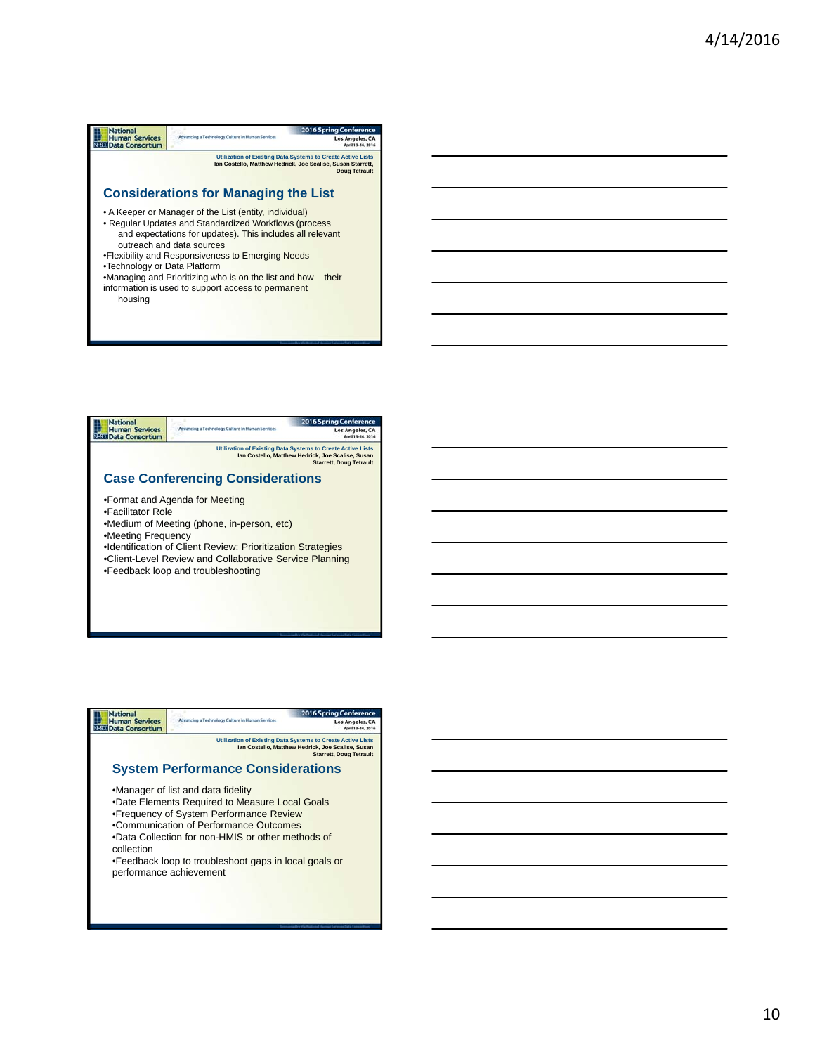Utilization of Existing Data Systems to Create Active Lists
Ian Costello, Matthew Hedrick, Joe Scalise, Susan Starrett, Doug Tetrault

## Considerations for Managing the List

- A Keeper or Manager of the List (entity, individual)
- Regular Updates and Standardized Workflows (process and expectations for updates). This includes all relevant outreach and data sources
- Flexibility and Responsiveness to Emerging Needs
- Technology or Data Platform
- Managing and Prioritizing who is on the list and how their information is used to support access to permanent housing

Utilization of Existing Data Systems to Create Active Lists
Ian Costello, Matthew Hedrick, Joe Scalise, Susan Starrett, Doug Tetrault

## Case Conferencing Considerations

- Format and Agenda for Meeting
- Facilitator Role
- Medium of Meeting (phone, in-person, etc)
- Meeting Frequency
- Identification of Client Review: Prioritization Strategies
- Client-Level Review and Collaborative Service Planning
- Feedback loop and troubleshooting

Utilization of Existing Data Systems to Create Active Lists
Ian Costello, Matthew Hedrick, Joe Scalise, Susan Starrett, Doug Tetrault

## System Performance Considerations

- Manager of list and data fidelity
- Date Elements Required to Measure Local Goals
- Frequency of System Performance Review
- Communication of Performance Outcomes
- Data Collection for non-HMIS or other methods of collection
- Feedback loop to troubleshoot gaps in local goals or performance achievement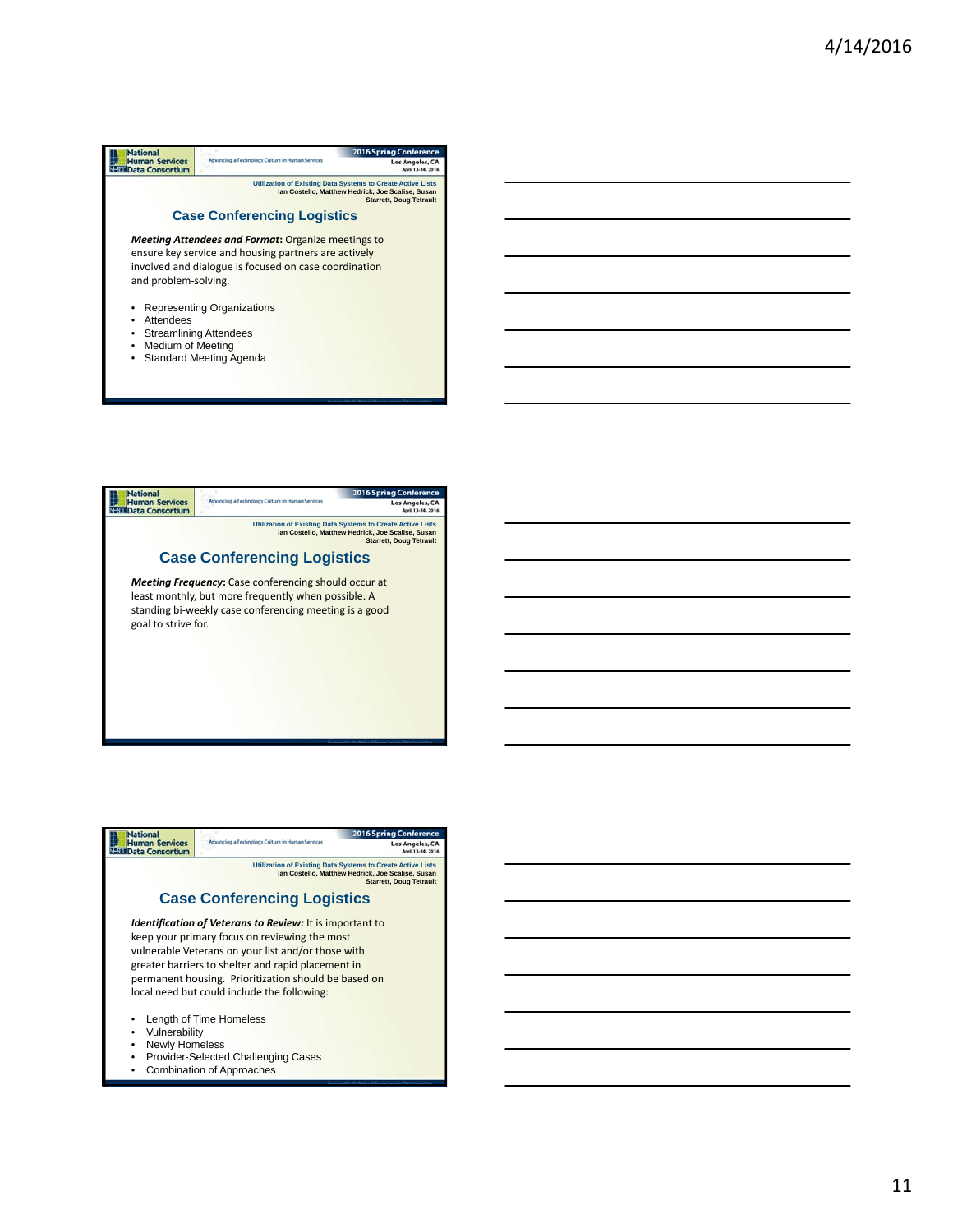## Case Conferencing Logistics

***Meeting Attendees and Format***: Organize meetings to ensure key service and housing partners are actively involved and dialogue is focused on case coordination and problem-solving.

- Representing Organizations
- Attendees
- Streamlining Attendees
- Medium of Meeting
- Standard Meeting Agenda

## Case Conferencing Logistics

***Meeting Frequency***: Case conferencing should occur at least monthly, but more frequently when possible. A standing bi-weekly case conferencing meeting is a good goal to strive for.

## Case Conferencing Logistics

***Identification of Veterans to Review:*** It is important to keep your primary focus on reviewing the most vulnerable Veterans on your list and/or those with greater barriers to shelter and rapid placement in permanent housing. Prioritization should be based on local need but could include the following:

- Length of Time Homeless
- Vulnerability
- Newly Homeless
- Provider-Selected Challenging Cases
- Combination of Approaches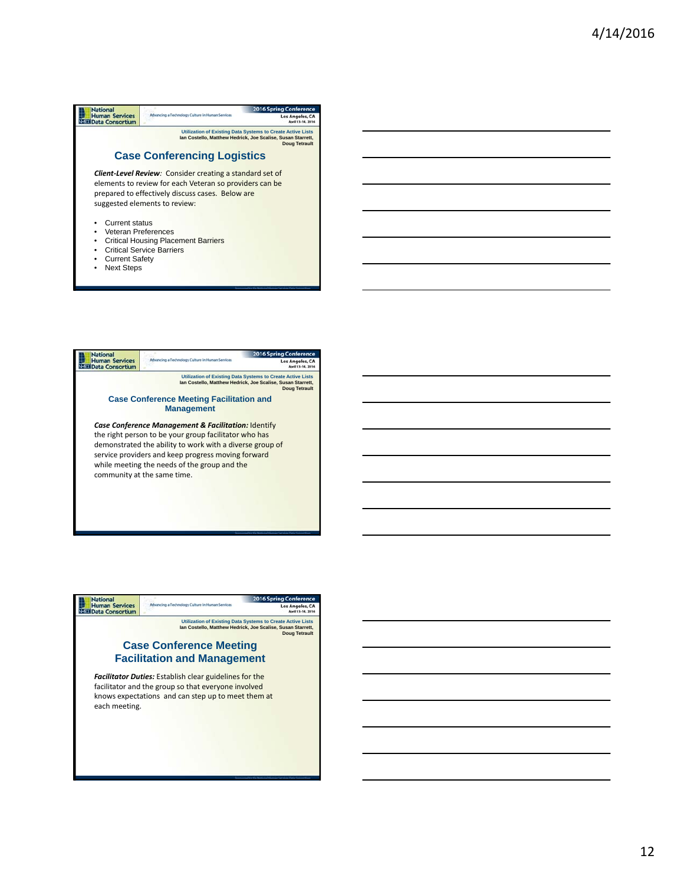## Case Conferencing Logistics

***Client-Level Review**:* Consider creating a standard set of elements to review for each Veteran so providers can be prepared to effectively discuss cases. Below are suggested elements to review:

- Current status
- Veteran Preferences
- Critical Housing Placement Barriers
- Critical Service Barriers
- Current Safety
- Next Steps

## Case Conference Meeting Facilitation and Management

***Case Conference Management & Facilitation:*** Identify the right person to be your group facilitator who has demonstrated the ability to work with a diverse group of service providers and keep progress moving forward while meeting the needs of the group and the community at the same time.

## Case Conference Meeting Facilitation and Management

***Facilitator Duties:*** Establish clear guidelines for the facilitator and the group so that everyone involved knows expectations and can step up to meet them at each meeting.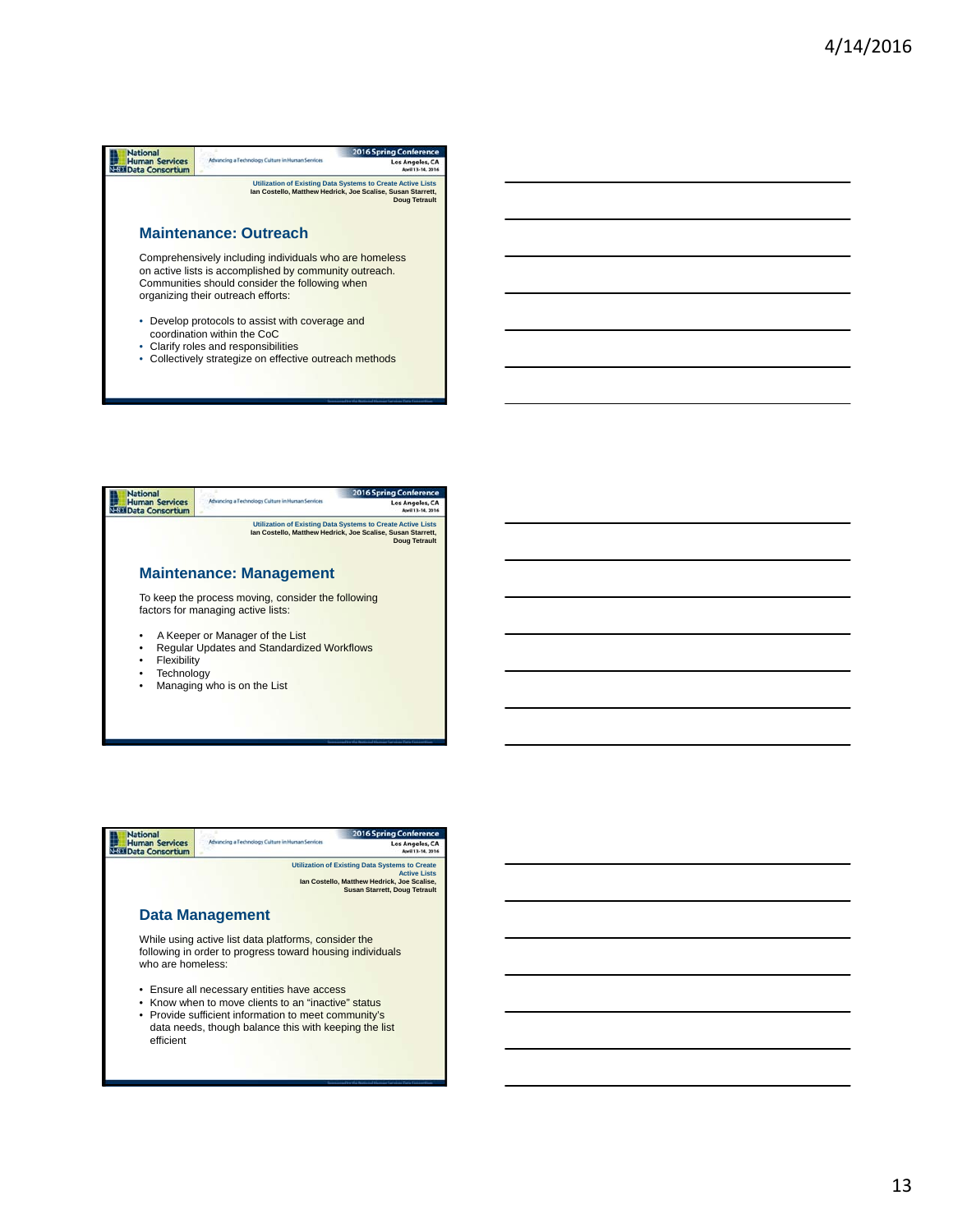## Maintenance: Outreach

Comprehensively including individuals who are homeless on active lists is accomplished by community outreach. Communities should consider the following when organizing their outreach efforts:

- Develop protocols to assist with coverage and coordination within the CoC
- Clarify roles and responsibilities
- Collectively strategize on effective outreach methods

## Maintenance: Management

To keep the process moving, consider the following factors for managing active lists:

- A Keeper or Manager of the List
- Regular Updates and Standardized Workflows
- Flexibility
- Technology
- Managing who is on the List

## Data Management

While using active list data platforms, consider the following in order to progress toward housing individuals who are homeless:

- Ensure all necessary entities have access
- Know when to move clients to an "inactive" status
- Provide sufficient information to meet community's data needs, though balance this with keeping the list efficient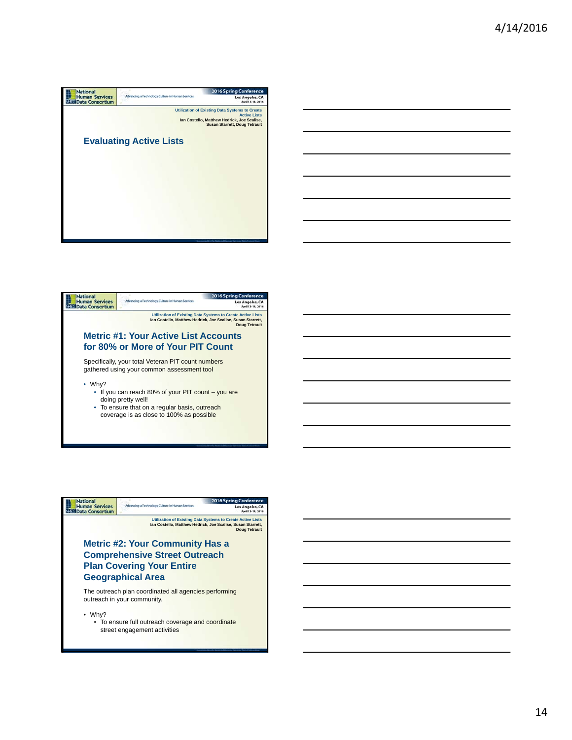## Evaluating Active Lists

## Metric #1: Your Active List Accounts for 80% or More of Your PIT Count

Specifically, your total Veteran PIT count numbers gathered using your common assessment tool

- Why?
  - If you can reach 80% of your PIT count – you are doing pretty well!
  - To ensure that on a regular basis, outreach coverage is as close to 100% as possible

## Metric #2: Your Community Has a Comprehensive Street Outreach Plan Covering Your Entire Geographical Area

The outreach plan coordinated all agencies performing outreach in your community.

- Why?
  - To ensure full outreach coverage and coordinate street engagement activities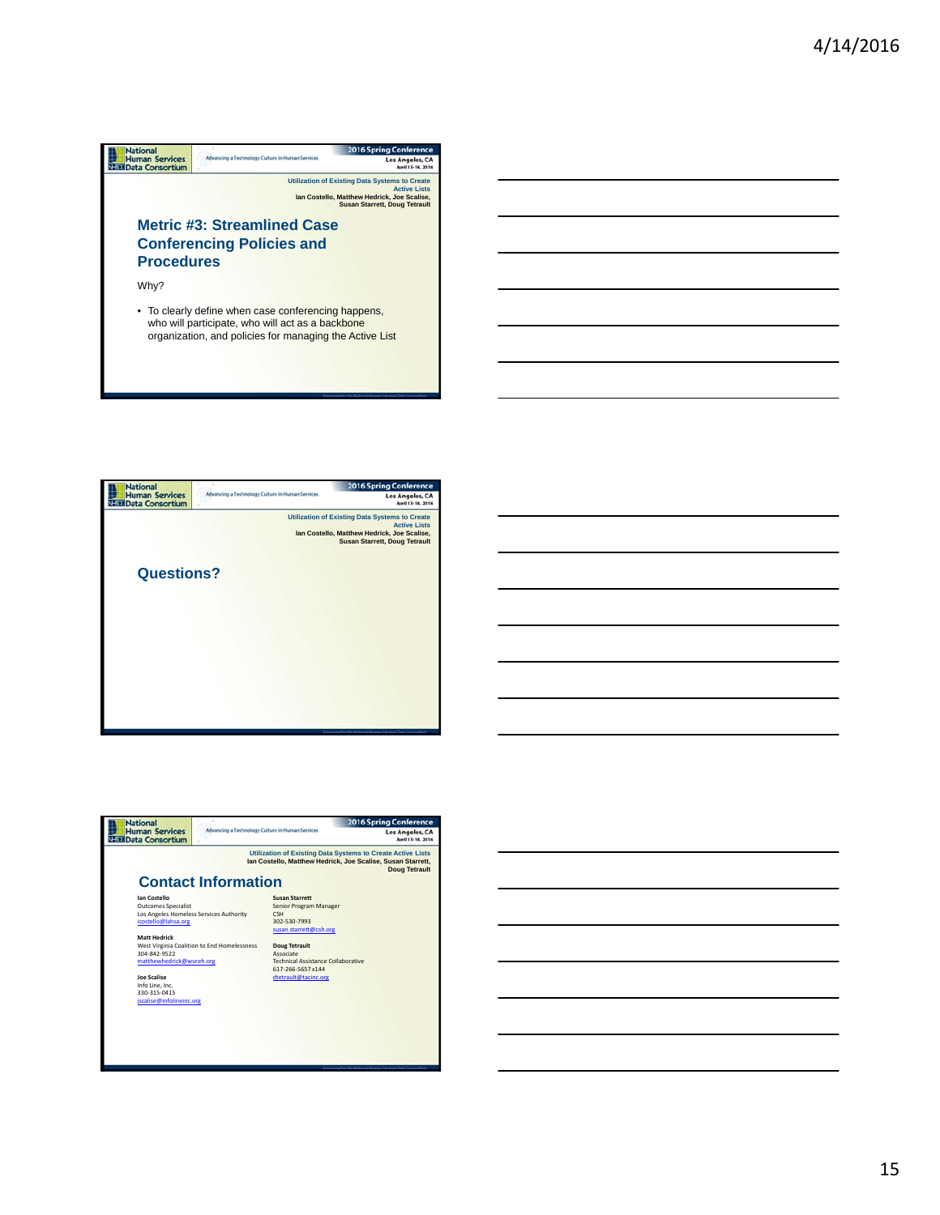Utilization of Existing Data Systems to Create Active Lists
Ian Costello, Matthew Hedrick, Joe Scalise, Susan Starrett, Doug Tetrault

## Metric #3: Streamlined Case Conferencing Policies and Procedures

Why?

- To clearly define when case conferencing happens, who will participate, who will act as a backbone organization, and policies for managing the Active List

Utilization of Existing Data Systems to Create Active Lists
Ian Costello, Matthew Hedrick, Joe Scalise, Susan Starrett, Doug Tetrault

## Questions?

Utilization of Existing Data Systems to Create Active Lists
Ian Costello, Matthew Hedrick, Joe Scalise, Susan Starrett, Doug Tetrault

## Contact Information

**Ian Costello**
Outcomes Specialist
Los Angeles Homeless Services Authority
icostello@lahsa.org

**Matt Hedrick**
West Virginia Coalition to End Homelessness
304-842-9522
matthewhedrick@wvceh.org

**Joe Scalise**
Info Line, Inc.
330-315-0415
jscalise@infolineinc.org

**Susan Starrett**
Senior Program Manager
CSH
302-530-7993
susan.starrett@csh.org

**Doug Tetrault**
Associate
Technical Assistance Collaborative
617-266-5657 x144
dtetrault@tacinc.org